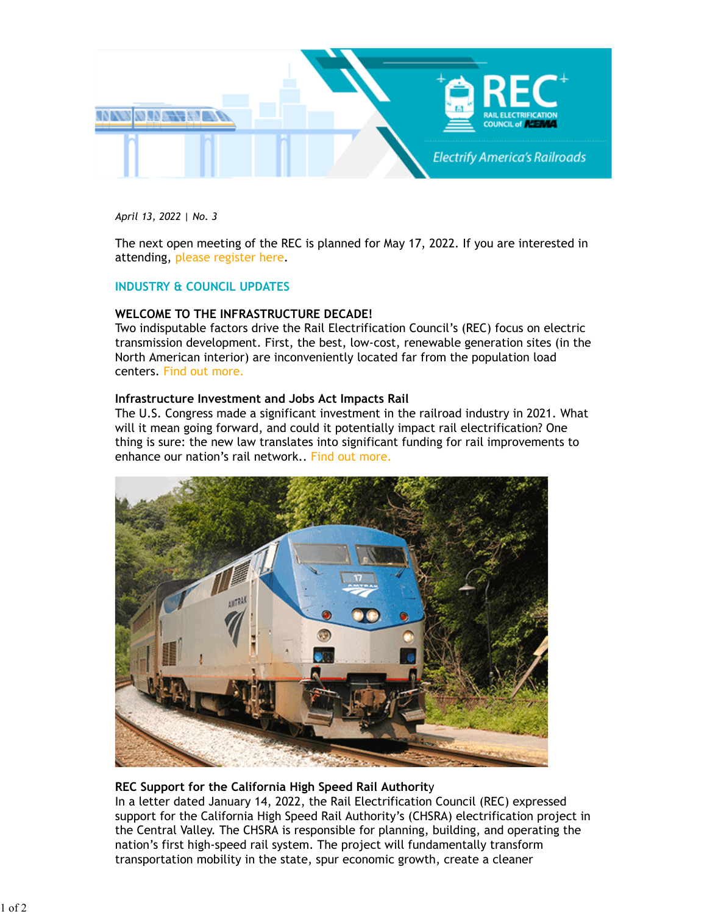*April 13, 2022 | No. 3*

The next open meeting of the REC is planned for May 17, 2022. If you are interested in attending, please register here.

## INDUSTRY & COUNCIL UPDATES

**WELCOME TO THE INFRASTRUCTURE DECADE!**
Two indisputable factors drive the Rail Electrification Council's (REC) focus on electric transmission development. First, the best, low-cost, renewable generation sites (in the North American interior) are inconveniently located far from the population load centers. Find out more.

**Infrastructure Investment and Jobs Act Impacts Rail**
The U.S. Congress made a significant investment in the railroad industry in 2021. What will it mean going forward, and could it potentially impact rail electrification? One thing is sure: the new law translates into significant funding for rail improvements to enhance our nation's rail network.. Find out more.

**REC Support for the California High Speed Rail Authority**
In a letter dated January 14, 2022, the Rail Electrification Council (REC) expressed support for the California High Speed Rail Authority's (CHSRA) electrification project in the Central Valley. The CHSRA is responsible for planning, building, and operating the nation's first high-speed rail system. The project will fundamentally transform transportation mobility in the state, spur economic growth, create a cleaner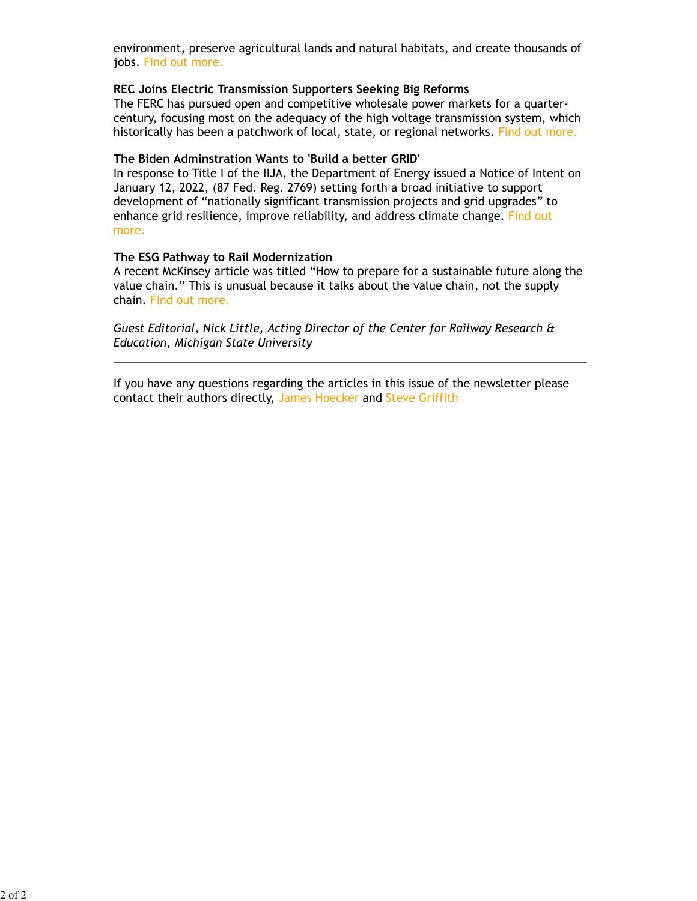environment, preserve agricultural lands and natural habitats, and create thousands of jobs. Find out more.

**REC Joins Electric Transmission Supporters Seeking Big Reforms**
The FERC has pursued open and competitive wholesale power markets for a quarter-century, focusing most on the adequacy of the high voltage transmission system, which historically has been a patchwork of local, state, or regional networks. Find out more.

**The Biden Adminstration Wants to 'Build a better GRID'**
In response to Title I of the IIJA, the Department of Energy issued a Notice of Intent on January 12, 2022, (87 Fed. Reg. 2769) setting forth a broad initiative to support development of "nationally significant transmission projects and grid upgrades" to enhance grid resilience, improve reliability, and address climate change. Find out more.

**The ESG Pathway to Rail Modernization**
A recent McKinsey article was titled "How to prepare for a sustainable future along the value chain." This is unusual because it talks about the value chain, not the supply chain. Find out more.

*Guest Editorial, Nick Little, Acting Director of the Center for Railway Research & Education, Michigan State University*

---

If you have any questions regarding the articles in this issue of the newsletter please contact their authors directly, James Hoecker and Steve Griffith